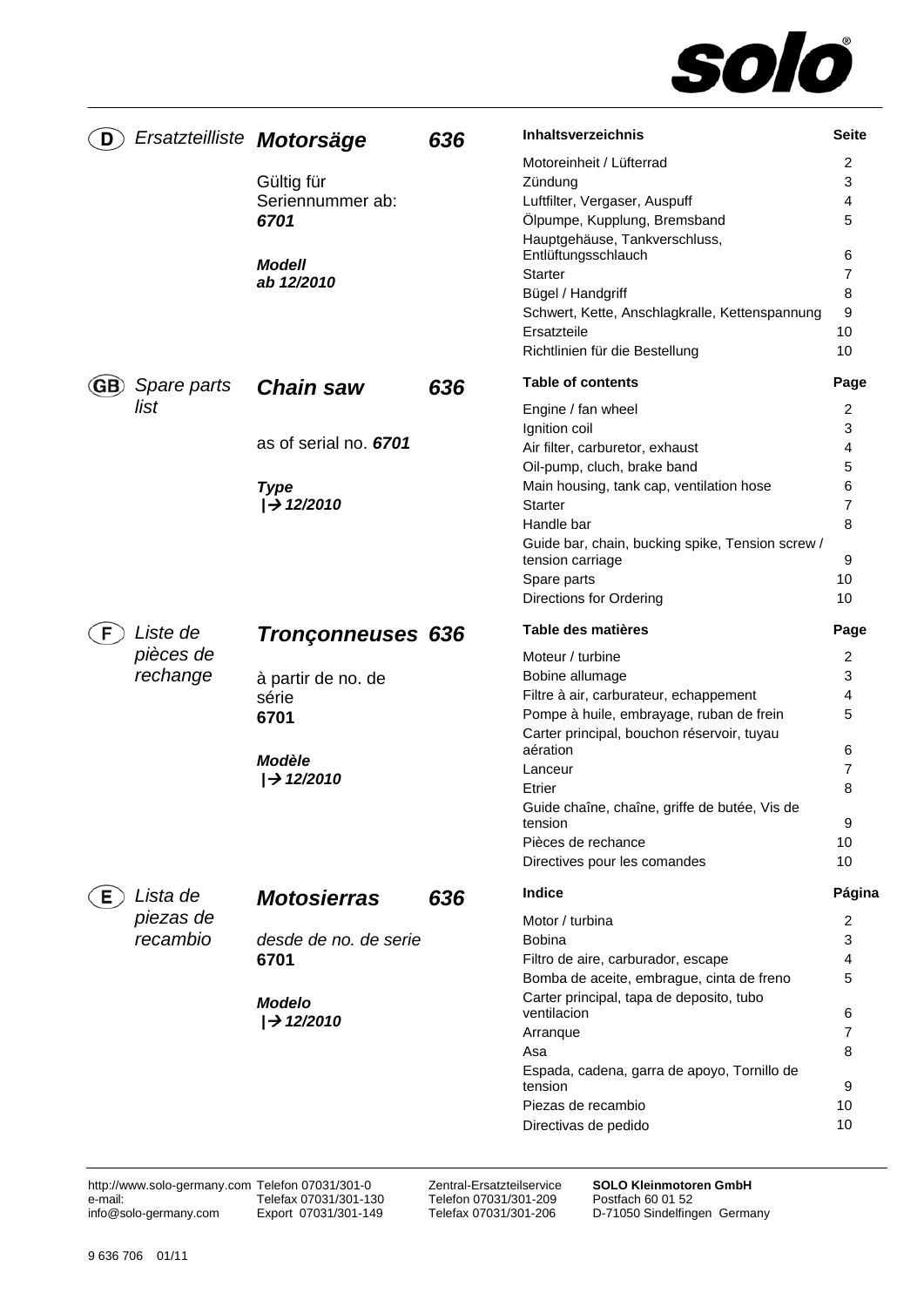solo®

## (D) Ersatzteilliste **Motorsäge** **636**

Gültig für
Seriennummer ab:
***6701***

***Modell***
***ab 12/2010***

| **Inhaltsverzeichnis** | **Seite** |
|---|---|
| Motoreinheit / Lüfterrad | 2 |
| Zündung | 3 |
| Luftfilter, Vergaser, Auspuff | 4 |
| Ölpumpe, Kupplung, Bremsband | 5 |
| Hauptgehäuse, Tankverschluss, Entlüftungsschlauch | 6 |
| Starter | 7 |
| Bügel / Handgriff | 8 |
| Schwert, Kette, Anschlagkralle, Kettenspannung | 9 |
| Ersatzteile | 10 |
| Richtlinien für die Bestellung | 10 |

## (GB) Spare parts list **Chain saw** **636**

as of serial no. ***6701***

***Type***
***|→ 12/2010***

| **Table of contents** | **Page** |
|---|---|
| Engine / fan wheel | 2 |
| Ignition coil | 3 |
| Air filter, carburetor, exhaust | 4 |
| Oil-pump, cluch, brake band | 5 |
| Main housing, tank cap, ventilation hose | 6 |
| Starter | 7 |
| Handle bar | 8 |
| Guide bar, chain, bucking spike, Tension screw / tension carriage | 9 |
| Spare parts | 10 |
| Directions for Ordering | 10 |

## (F) Liste de pièces de rechange **Tronçonneuses** **636**

à partir de no. de série
**6701**

***Modèle***
***|→ 12/2010***

| **Table des matières** | **Page** |
|---|---|
| Moteur / turbine | 2 |
| Bobine allumage | 3 |
| Filtre à air, carburateur, echappement | 4 |
| Pompe à huile, embrayage, ruban de frein | 5 |
| Carter principal, bouchon réservoir, tuyau aération | 6 |
| Lanceur | 7 |
| Etrier | 8 |
| Guide chaîne, chaîne, griffe de butée, Vis de tension | 9 |
| Pièces de rechance | 10 |
| Directives pour les comandes | 10 |

## (E) Lista de piezas de recambio **Motosierras** **636**

*desde de no. de serie*
**6701**

***Modelo***
***|→ 12/2010***

| **Indice** | **Página** |
|---|---|
| Motor / turbina | 2 |
| Bobina | 3 |
| Filtro de aire, carburador, escape | 4 |
| Bomba de aceite, embrague, cinta de freno | 5 |
| Carter principal, tapa de deposito, tubo ventilacion | 6 |
| Arranque | 7 |
| Asa | 8 |
| Espada, cadena, garra de apoyo, Tornillo de tension | 9 |
| Piezas de recambio | 10 |
| Directivas de pedido | 10 |

http://www.solo-germany.com
e-mail:
info@solo-germany.com

Telefon 07031/301-0
Telefax 07031/301-130
Export 07031/301-149

Zentral-Ersatzteilservice
Telefon 07031/301-209
Telefax 07031/301-206

**SOLO Kleinmotoren GmbH**
Postfach 60 01 52
D-71050 Sindelfingen Germany

9 636 706 01/11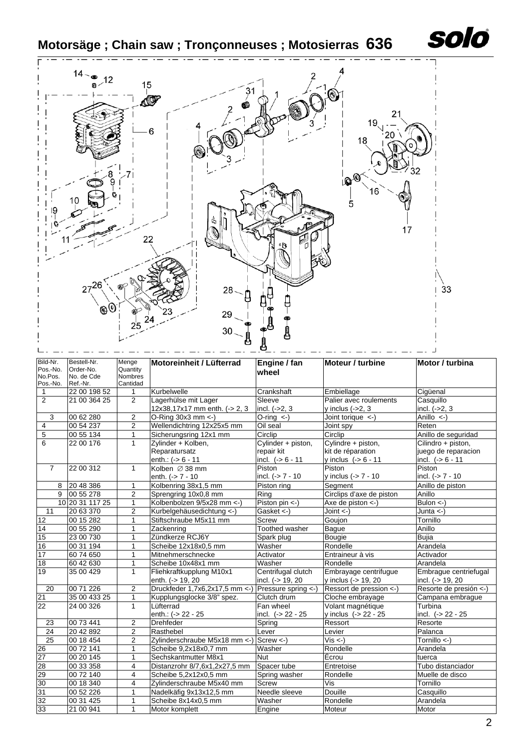# Motorsäge ; Chain saw ; Tronçonneuses ; Motosierras 636

| Bild-Nr. Pos.-No. No.Pos. Pos.-No. | Bestell-Nr. Order-No. No. de Cde Ref.-Nr. | Menge Quantity Nombres Cantidad | Motoreinheit / Lüfterrad | Engine / fan wheel | Moteur / turbine | Motor / turbina |
|---|---|---|---|---|---|---|
| 1 | 22 00 198 52 | 1 | Kurbelwelle | Crankshaft | Embiellage | Cigüenal |
| 2 | 21 00 364 25 | 2 | Lagerhülse mit Lager 12x38,17x17 mm enth. (-> 2, 3 | Sleeve incl. (->2, 3 | Palier avec roulements y inclus (->2, 3 | Casquillo incl. (->2, 3 |
| 3 | 00 62 280 | 2 | O-Ring 30x3 mm <-) | O-ring <-) | Joint torique <-) | Anillo <-) |
| 4 | 00 54 237 | 2 | Wellendichtring 12x25x5 mm | Oil seal | Joint spy | Reten |
| 5 | 00 55 134 | 1 | Sicherungsring 12x1 mm | Circlip | Circlip | Anillo de seguridad |
| 6 | 22 00 176 | 1 | Zylinder + Kolben, Reparatursatz enth.: (-> 6 - 11 | Cylinder + piston, repair kit incl. (-> 6 - 11 | Cylindre + piston, kit de réparation y inclus (-> 6 - 11 | Cilindro + piston, juego de reparacion incl. (-> 6 - 11 |
| 7 | 22 00 312 | 1 | Kolben ∅ 38 mm enth. (-> 7 - 10 | Piston incl. (-> 7 - 10 | Piston y inclus (-> 7 - 10 | Piston incl. (-> 7 - 10 |
| 8 | 20 48 386 | 1 | Kolbenring 38x1,5 mm | Piston ring | Segment | Anillo de piston |
| 9 | 00 55 278 | 2 | Sprengring 10x0,8 mm | Ring | Circlips d'axe de piston | Anillo |
| 10 | 20 31 117 25 | 1 | Kolbenbolzen 9/5x28 mm <-) | Piston pin <-) | Axe de piston <-) | Bulon <-) |
| 11 | 20 63 370 | 2 | Kurbelgehäusedichtung <-) | Gasket <-) | Joint <-) | Junta <-) |
| 12 | 00 15 282 | 1 | Stiftschraube M5x11 mm | Screw | Goujon | Tornillo |
| 14 | 00 55 290 | 1 | Zackenring | Toothed washer | Bague | Anillo |
| 15 | 23 00 730 | 1 | Zündkerze RCJ6Y | Spark plug | Bougie | Bujia |
| 16 | 00 31 194 | 1 | Scheibe 12x18x0,5 mm | Washer | Rondelle | Arandela |
| 17 | 60 74 650 | 1 | Mitnehmerschnecke | Activator | Entraineur à vis | Activador |
| 18 | 60 42 630 | 1 | Scheibe 10x48x1 mm | Washer | Rondelle | Arandela |
| 19 | 35 00 429 | 1 | Fliehkraftkupplung M10x1 enth. (-> 19, 20 | Centrifugal clutch incl. (-> 19, 20 | Embrayage centrifugue y inclus (-> 19, 20 | Embrague centriefugal incl. (-> 19, 20 |
| 20 | 00 71 226 | 2 | Druckfeder 1,7x6,2x17,5 mm <-) | Pressure spring <-) | Ressort de pression <-) | Resorte de presión <-) |
| 21 | 35 00 433 25 | 1 | Kupplungsglocke 3/8" spez. | Clutch drum | Cloche embrayage | Campana embrague |
| 22 | 24 00 326 | 1 | Lüfterrad enth.: (-> 22 - 25 | Fan wheel incl. (-> 22 - 25 | Volant magnétique y inclus (-> 22 - 25 | Turbina incl. (-> 22 - 25 |
| 23 | 00 73 441 | 2 | Drehfeder | Spring | Ressort | Resorte |
| 24 | 20 42 892 | 2 | Rasthebel | Lever | Levier | Palanca |
| 25 | 00 18 454 | 2 | Zylinderschraube M5x18 mm <-) | Screw <-) | Vis <-) | Tornillo <-) |
| 26 | 00 72 141 | 1 | Scheibe 9,2x18x0,7 mm | Washer | Rondelle | Arandela |
| 27 | 00 20 145 | 1 | Sechskantmutter M8x1 | Nut | Écrou | tuerca |
| 28 | 00 33 358 | 4 | Distanzrohr 8/7,6x1,2x27,5 mm | Spacer tube | Entretoise | Tubo distanciador |
| 29 | 00 72 140 | 4 | Scheibe 5,2x12x0,5 mm | Spring washer | Rondelle | Muelle de disco |
| 30 | 00 18 340 | 4 | Zylinderschraube M5x40 mm | Screw | Vis | Tornillo |
| 31 | 00 52 226 | 1 | Nadelkäfig 9x13x12,5 mm | Needle sleeve | Douille | Casquillo |
| 32 | 00 31 425 | 1 | Scheibe 8x14x0,5 mm | Washer | Rondelle | Arandela |
| 33 | 21 00 941 | 1 | Motor komplett | Engine | Moteur | Motor |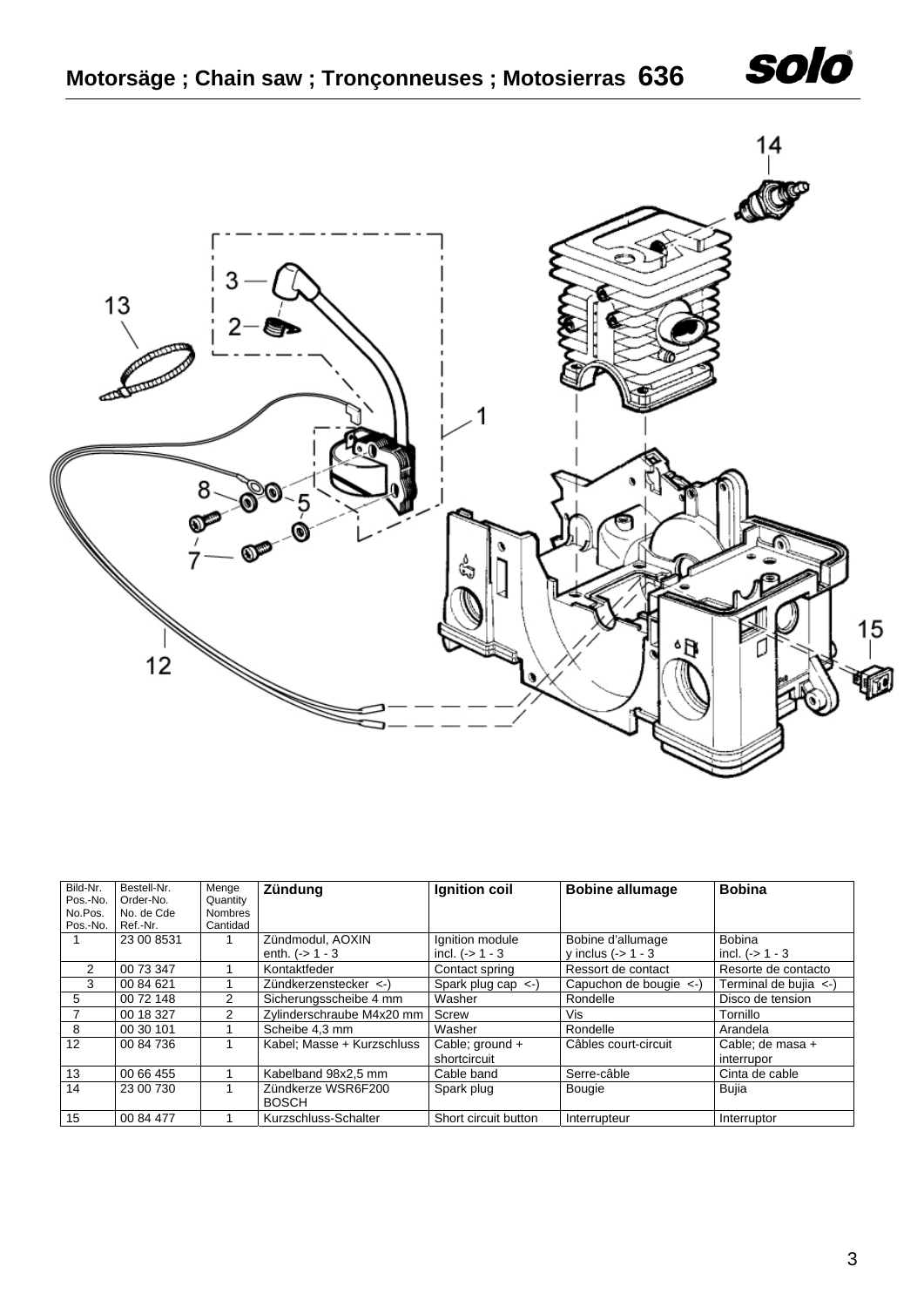## Motorsäge ; Chain saw ; Tronçonneuses ; Motosierras 636

| Bild-Nr. Pos.-No. No.Pos. Pos.-No. | Bestell-Nr. Order-No. No. de Cde Ref.-Nr. | Menge Quantity Nombres Cantidad | Zündung | Ignition coil | Bobine allumage | Bobina |
|---|---|---|---|---|---|---|
| 1 | 23 00 8531 | 1 | Zündmodul, AOXIN enth. (-> 1 - 3 | Ignition module incl. (-> 1 - 3 | Bobine d'allumage y inclus (-> 1 - 3 | Bobina incl. (-> 1 - 3 |
| 2 | 00 73 347 | 1 | Kontaktfeder | Contact spring | Ressort de contact | Resorte de contacto |
| 3 | 00 84 621 | 1 | Zündkerzenstecker <-) | Spark plug cap <-) | Capuchon de bougie <-) | Terminal de bujia <-) |
| 5 | 00 72 148 | 2 | Sicherungsscheibe 4 mm | Washer | Rondelle | Disco de tension |
| 7 | 00 18 327 | 2 | Zylinderschraube M4x20 mm | Screw | Vis | Tornillo |
| 8 | 00 30 101 | 1 | Scheibe 4,3 mm | Washer | Rondelle | Arandela |
| 12 | 00 84 736 | 1 | Kabel; Masse + Kurzschluss | Cable; ground + shortcircuit | Câbles court-circuit | Cable; de masa + interrupor |
| 13 | 00 66 455 | 1 | Kabelband 98x2,5 mm | Cable band | Serre-câble | Cinta de cable |
| 14 | 23 00 730 | 1 | Zündkerze WSR6F200 BOSCH | Spark plug | Bougie | Bujia |
| 15 | 00 84 477 | 1 | Kurzschluss-Schalter | Short circuit button | Interrupteur | Interruptor |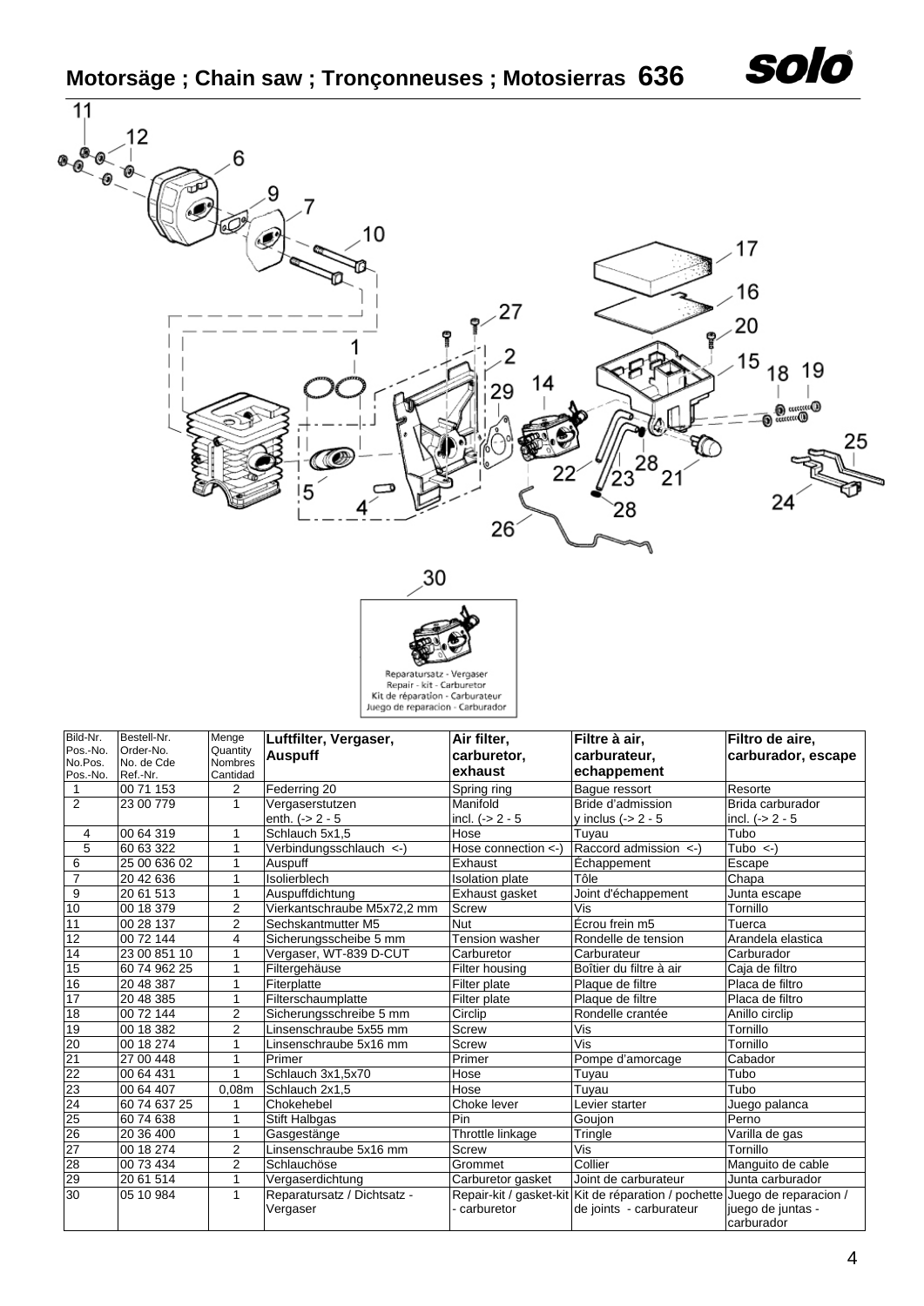# Motorsäge ; Chain saw ; Tronçonneuses ; Motosierras 636

Reparatursatz - Vergaser
Repair - kit - Carburetor
Kit de réparation - Carburateur
Juego de reparacion - Carburador

| Bild-Nr. Pos.-No. No.Pos. Pos.-No. | Bestell-Nr. Order-No. No. de Cde Ref.-Nr. | Menge Quantity Nombres Cantidad | Luftfilter, Vergaser, Auspuff | Air filter, carburetor, exhaust | Filtre à air, carburateur, echappement | Filtro de aire, carburador, escape |
|---|---|---|---|---|---|---|
| 1 | 00 71 153 | 2 | Federring 20 | Spring ring | Bague ressort | Resorte |
| 2 | 23 00 779 | 1 | Vergaserstutzen enth. (-> 2 - 5 | Manifold incl. (-> 2 - 5 | Bride d'admission y inclus (-> 2 - 5 | Brida carburador incl. (-> 2 - 5 |
| 4 | 00 64 319 | 1 | Schlauch 5x1,5 | Hose | Tuyau | Tubo |
| 5 | 60 63 322 | 1 | Verbindungsschlauch <-) | Hose connection <-) | Raccord admission <-) | Tubo <-) |
| 6 | 25 00 636 02 | 1 | Auspuff | Exhaust | Échappement | Escape |
| 7 | 20 42 636 | 1 | Isolierblech | Isolation plate | Tôle | Chapa |
| 9 | 20 61 513 | 1 | Auspuffdichtung | Exhaust gasket | Joint d'échappement | Junta escape |
| 10 | 00 18 379 | 2 | Vierkantschraube M5x72,2 mm | Screw | Vis | Tornillo |
| 11 | 00 28 137 | 2 | Sechskantmutter M5 | Nut | Écrou frein m5 | Tuerca |
| 12 | 00 72 144 | 4 | Sicherungsscheibe 5 mm | Tension washer | Rondelle de tension | Arandela elastica |
| 14 | 23 00 851 10 | 1 | Vergaser, WT-839 D-CUT | Carburetor | Carburateur | Carburador |
| 15 | 60 74 962 25 | 1 | Filtergehäuse | Filter housing | Boîtier du filtre à air | Caja de filtro |
| 16 | 20 48 387 | 1 | Fiterplatte | Filter plate | Plaque de filtre | Placa de filtro |
| 17 | 20 48 385 | 1 | Filterschaumplatte | Filter plate | Plaque de filtre | Placa de filtro |
| 18 | 00 72 144 | 2 | Sicherungsschreibe 5 mm | Circlip | Rondelle crantée | Anillo circlip |
| 19 | 00 18 382 | 2 | Linsenschraube 5x55 mm | Screw | Vis | Tornillo |
| 20 | 00 18 274 | 1 | Linsenschraube 5x16 mm | Screw | Vis | Tornillo |
| 21 | 27 00 448 | 1 | Primer | Primer | Pompe d'amorcage | Cabador |
| 22 | 00 64 431 | 1 | Schlauch 3x1,5x70 | Hose | Tuyau | Tubo |
| 23 | 00 64 407 | 0,08m | Schlauch 2x1,5 | Hose | Tuyau | Tubo |
| 24 | 60 74 637 25 | 1 | Chokehebel | Choke lever | Levier starter | Juego palanca |
| 25 | 60 74 638 | 1 | Stift Halbgas | Pin | Goujon | Perno |
| 26 | 20 36 400 | 1 | Gasgestänge | Throttle linkage | Tringle | Varilla de gas |
| 27 | 00 18 274 | 2 | Linsenschraube 5x16 mm | Screw | Vis | Tornillo |
| 28 | 00 73 434 | 2 | Schlauchöse | Grommet | Collier | Manguito de cable |
| 29 | 20 61 514 | 1 | Vergaserdichtung | Carburetor gasket | Joint de carburateur | Junta carburador |
| 30 | 05 10 984 | 1 | Reparatursatz / Dichtsatz - Vergaser | Repair-kit / gasket-kit - carburetor | Kit de réparation / pochette de joints - carburateur | Juego de reparacion / juego de juntas - carburador |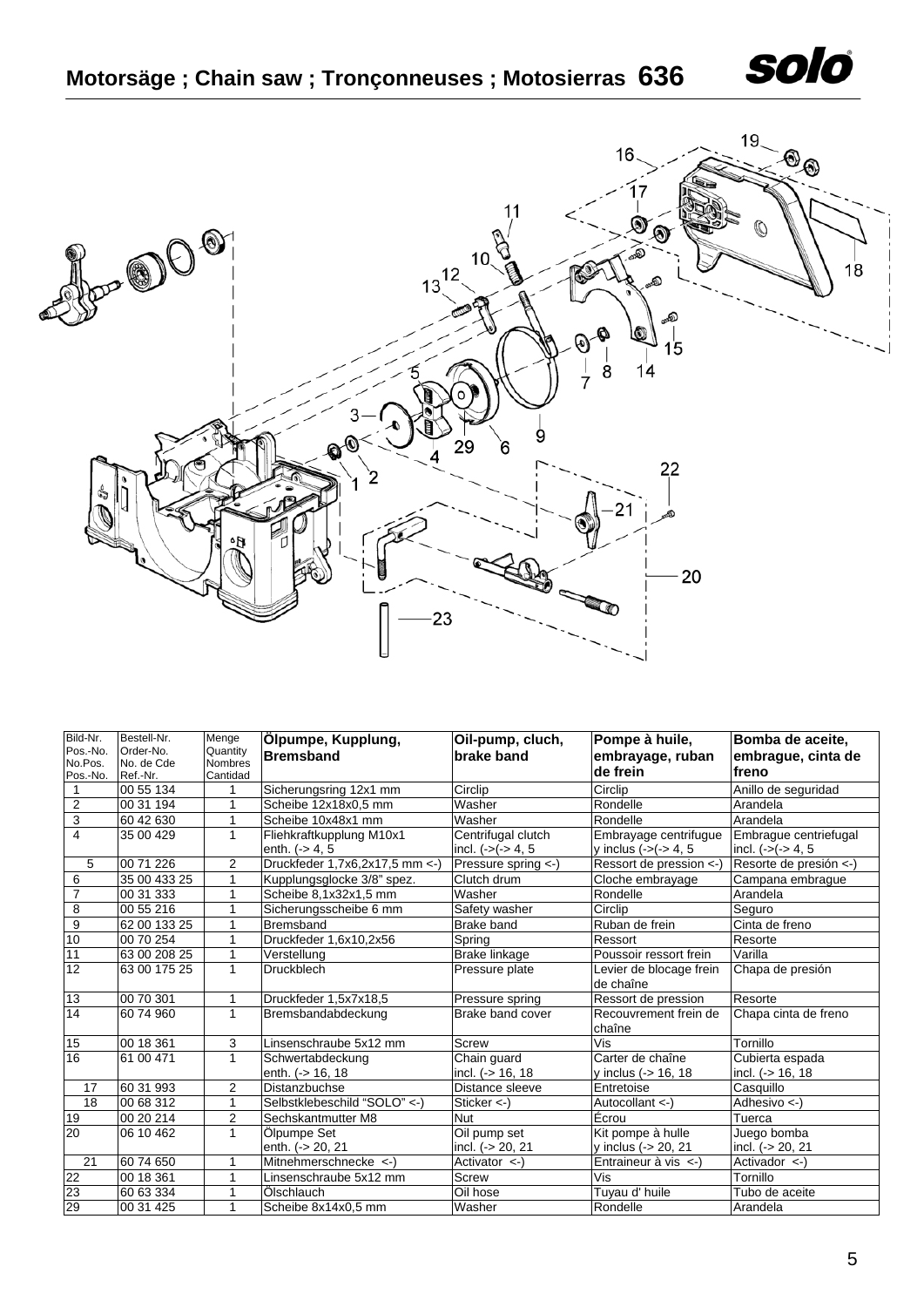# Motorsäge ; Chain saw ; Tronçonneuses ; Motosierras 636

| Bild-Nr. Pos.-No. No.Pos. Pos.-No. | Bestell-Nr. Order-No. No. de Cde Ref.-Nr. | Menge Quantity Nombres Cantidad | **Ölpumpe, Kupplung, Bremsband** | **Oil-pump, cluch, brake band** | **Pompe à huile, embrayage, ruban de frein** | **Bomba de aceite, embrague, cinta de freno** |
|---|---|---|---|---|---|---|
| 1 | 00 55 134 | 1 | Sicherungsring 12x1 mm | Circlip | Circlip | Anillo de seguridad |
| 2 | 00 31 194 | 1 | Scheibe 12x18x0,5 mm | Washer | Rondelle | Arandela |
| 3 | 60 42 630 | 1 | Scheibe 10x48x1 mm | Washer | Rondelle | Arandela |
| 4 | 35 00 429 | 1 | Fliehkraftkupplung M10x1 enth. (-> 4, 5 | Centrifugal clutch incl. (->(-> 4, 5 | Embrayage centrifugue y inclus (->(-> 4, 5 | Embrague centriefugal incl. (->(-> 4, 5 |
| 5 | 00 71 226 | 2 | Druckfeder 1,7x6,2x17,5 mm <-) | Pressure spring <-) | Ressort de pression <-) | Resorte de presión <-) |
| 6 | 35 00 433 25 | 1 | Kupplungsglocke 3/8" spez. | Clutch drum | Cloche embrayage | Campana embrague |
| 7 | 00 31 333 | 1 | Scheibe 8,1x32x1,5 mm | Washer | Rondelle | Arandela |
| 8 | 00 55 216 | 1 | Sicherungsscheibe 6 mm | Safety washer | Circlip | Seguro |
| 9 | 62 00 133 25 | 1 | Bremsband | Brake band | Ruban de frein | Cinta de freno |
| 10 | 00 70 254 | 1 | Druckfeder 1,6x10,2x56 | Spring | Ressort | Resorte |
| 11 | 63 00 208 25 | 1 | Verstellung | Brake linkage | Poussoir ressort frein | Varilla |
| 12 | 63 00 175 25 | 1 | Druckblech | Pressure plate | Levier de blocage frein de chaîne | Chapa de presión |
| 13 | 00 70 301 | 1 | Druckfeder 1,5x7x18,5 | Pressure spring | Ressort de pression | Resorte |
| 14 | 60 74 960 | 1 | Bremsbandabdeckung | Brake band cover | Recouvrement frein de chaîne | Chapa cinta de freno |
| 15 | 00 18 361 | 3 | Linsenschraube 5x12 mm | Screw | Vis | Tornillo |
| 16 | 61 00 471 | 1 | Schwertabdeckung enth. (-> 16, 18 | Chain guard incl. (-> 16, 18 | Carter de chaîne y inclus (-> 16, 18 | Cubierta espada incl. (-> 16, 18 |
| 17 | 60 31 993 | 2 | Distanzbuchse | Distance sleeve | Entretoise | Casquillo |
| 18 | 00 68 312 | 1 | Selbstklebeschild "SOLO" <-) | Sticker <-) | Autocollant <-) | Adhesivo <-) |
| 19 | 00 20 214 | 2 | Sechskantmutter M8 | Nut | Écrou | Tuerca |
| 20 | 06 10 462 | 1 | Ölpumpe Set enth. (-> 20, 21 | Oil pump set incl. (-> 20, 21 | Kit pompe à hulle y inclus (-> 20, 21 | Juego bomba incl. (-> 20, 21 |
| 21 | 60 74 650 | 1 | Mitnehmerschnecke <-) | Activator <-) | Entraineur à vis <-) | Activador <-) |
| 22 | 00 18 361 | 1 | Linsenschraube 5x12 mm | Screw | Vis | Tornillo |
| 23 | 60 63 334 | 1 | Ölschlauch | Oil hose | Tuyau d' huile | Tubo de aceite |
| 29 | 00 31 425 | 1 | Scheibe 8x14x0,5 mm | Washer | Rondelle | Arandela |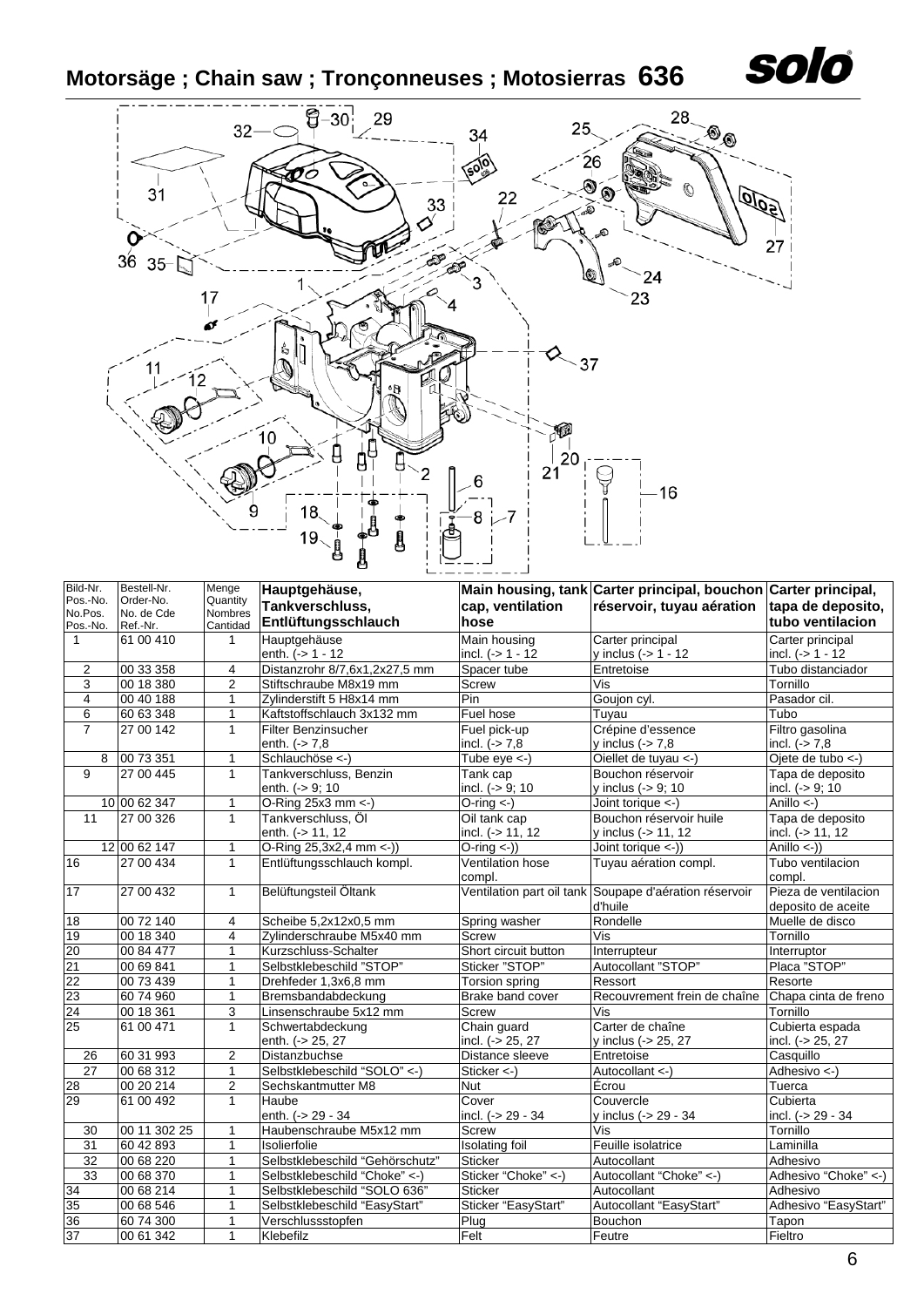# Motorsäge ; Chain saw ; Tronçonneuses ; Motosierras 636

| Bild-Nr. Pos.-No. No.Pos. Pos.-No. | Bestell-Nr. Order-No. No. de Cde Ref.-Nr. | Menge Quantity Nombres Cantidad | Hauptgehäuse, Tankverschluss, Entlüftungsschlauch | Main housing, tank cap, ventilation hose | Carter principal, bouchon réservoir, tuyau aération | Carter principal, tapa de deposito, tubo ventilacion |
|---|---|---|---|---|---|---|
| 1 | 61 00 410 | 1 | Hauptgehäuse enth. (-> 1 - 12 | Main housing incl. (-> 1 - 12 | Carter principal y inclus (-> 1 - 12 | Carter principal incl. (-> 1 - 12 |
| 2 | 00 33 358 | 4 | Distanzrohr 8/7,6x1,2x27,5 mm | Spacer tube | Entretoise | Tubo distanciador |
| 3 | 00 18 380 | 2 | Stiftschraube M8x19 mm | Screw | Vis | Tornillo |
| 4 | 00 40 188 | 1 | Zylinderstift 5 H8x14 mm | Pin | Goujon cyl. | Pasador cil. |
| 6 | 60 63 348 | 1 | Kaftstoffschlauch 3x132 mm | Fuel hose | Tuyau | Tubo |
| 7 | 27 00 142 | 1 | Filter Benzinsucher enth. (-> 7,8 | Fuel pick-up incl. (-> 7,8 | Crépine d'essence y inclus (-> 7,8 | Filtro gasolina incl. (-> 7,8 |
| 8 | 00 73 351 | 1 | Schlauchöse <-) | Tube eye <-) | Oiellet de tuyau <-) | Ojete de tubo <-) |
| 9 | 27 00 445 | 1 | Tankverschluss, Benzin enth. (-> 9; 10 | Tank cap incl. (-> 9; 10 | Bouchon réservoir y inclus (-> 9; 10 | Tapa de deposito incl. (-> 9; 10 |
| 10 | 00 62 347 | 1 | O-Ring 25x3 mm <-) | O-ring <-) | Joint torique <-) | Anillo <-) |
| 11 | 27 00 326 | 1 | Tankverschluss, Öl enth. (-> 11, 12 | Oil tank cap incl. (-> 11, 12 | Bouchon réservoir huile y inclus (-> 11, 12 | Tapa de deposito incl. (-> 11, 12 |
| 12 | 00 62 147 | 1 | O-Ring 25,3x2,4 mm <-)) | O-ring <-)) | Joint torique <-)) | Anillo <-)) |
| 16 | 27 00 434 | 1 | Entlüftungsschlauch kompl. | Ventilation hose compl. | Tuyau aération compl. | Tubo ventilacion compl. |
| 17 | 27 00 432 | 1 | Belüftungsteil Öltank | Ventilation part oil tank | Soupape d'aération réservoir d'huile | Pieza de ventilacion deposito de aceite |
| 18 | 00 72 140 | 4 | Scheibe 5,2x12x0,5 mm | Spring washer | Rondelle | Muelle de disco |
| 19 | 00 18 340 | 4 | Zylinderschraube M5x40 mm | Screw | Vis | Tornillo |
| 20 | 00 84 477 | 1 | Kurzschluss-Schalter | Short circuit button | Interrupteur | Interruptor |
| 21 | 00 69 841 | 1 | Selbstklebeschild "STOP" | Sticker "STOP" | Autocollant "STOP" | Placa "STOP" |
| 22 | 00 73 439 | 1 | Drehfeder 1,3x6,8 mm | Torsion spring | Ressort | Resorte |
| 23 | 60 74 960 | 1 | Bremsbandabdeckung | Brake band cover | Recouvrement frein de chaîne | Chapa cinta de freno |
| 24 | 00 18 361 | 3 | Linsenschraube 5x12 mm | Screw | Vis | Tornillo |
| 25 | 61 00 471 | 1 | Schwertabdeckung enth. (-> 25, 27 | Chain guard incl. (-> 25, 27 | Carter de chaîne y inclus (-> 25, 27 | Cubierta espada incl. (-> 25, 27 |
| 26 | 60 31 993 | 2 | Distanzbuchse | Distance sleeve | Entretoise | Casquillo |
| 27 | 00 68 312 | 1 | Selbstklebeschild "SOLO" <-) | Sticker <-) | Autocollant <-) | Adhesivo <-) |
| 28 | 00 20 214 | 2 | Sechskantmutter M8 | Nut | Écrou | Tuerca |
| 29 | 61 00 492 | 1 | Haube enth. (-> 29 - 34 | Cover incl. (-> 29 - 34 | Couvercle y inclus (-> 29 - 34 | Cubierta incl. (-> 29 - 34 |
| 30 | 00 11 302 25 | 1 | Haubenschraube M5x12 mm | Screw | Vis | Tornillo |
| 31 | 60 42 893 | 1 | Isolierfolie | Isolating foil | Feuille isolatrice | Laminilla |
| 32 | 00 68 220 | 1 | Selbstklebeschild "Gehörschutz" | Sticker | Autocollant | Adhesivo |
| 33 | 00 68 370 | 1 | Selbstklebeschild "Choke" <-) | Sticker "Choke" <-) | Autocollant "Choke" <-) | Adhesivo "Choke" <-) |
| 34 | 00 68 214 | 1 | Selbstklebeschild "SOLO 636" | Sticker | Autocollant | Adhesivo |
| 35 | 00 68 546 | 1 | Selbstklebeschild "EasyStart" | Sticker "EasyStart" | Autocollant "EasyStart" | Adhesivo "EasyStart" |
| 36 | 60 74 300 | 1 | Verschlussstopfen | Plug | Bouchon | Tapon |
| 37 | 00 61 342 | 1 | Klebefilz | Felt | Feutre | Fieltro |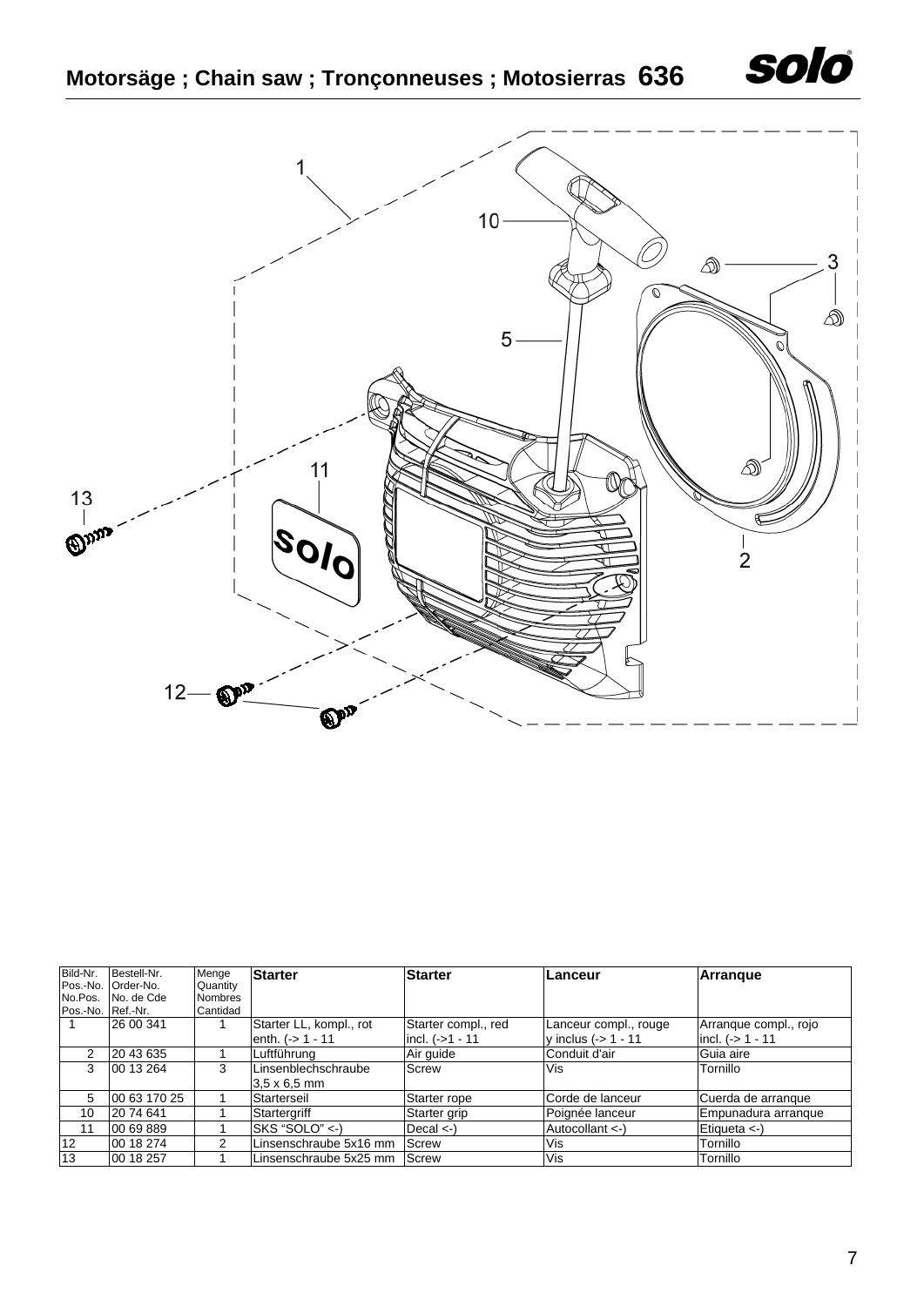# Motorsäge ; Chain saw ; Tronçonneuses ; Motosierras 636

| Bild-Nr. Pos.-No. No.Pos. Pos.-No. | Bestell-Nr. Order-No. No. de Cde Ref.-Nr. | Menge Quantity Nombres Cantidad | **Starter** | **Starter** | **Lanceur** | **Arranque** |
|---|---|---|---|---|---|---|
| 1 | 26 00 341 | 1 | Starter LL, kompl., rot enth. (-> 1 - 11 | Starter compl., red incl. (->1 - 11 | Lanceur compl., rouge y inclus (-> 1 - 11 | Arranque compl., rojo incl. (-> 1 - 11 |
| 2 | 20 43 635 | 1 | Luftführung | Air guide | Conduit d'air | Guia aire |
| 3 | 00 13 264 | 3 | Linsenblechschraube 3,5 x 6,5 mm | Screw | Vis | Tornillo |
| 5 | 00 63 170 25 | 1 | Starterseil | Starter rope | Corde de lanceur | Cuerda de arranque |
| 10 | 20 74 641 | 1 | Startergriff | Starter grip | Poignée lanceur | Empunadura arranque |
| 11 | 00 69 889 | 1 | SKS "SOLO" <-) | Decal <-) | Autocollant <-) | Etiqueta <-) |
| 12 | 00 18 274 | 2 | Linsenschraube 5x16 mm | Screw | Vis | Tornillo |
| 13 | 00 18 257 | 1 | Linsenschraube 5x25 mm | Screw | Vis | Tornillo |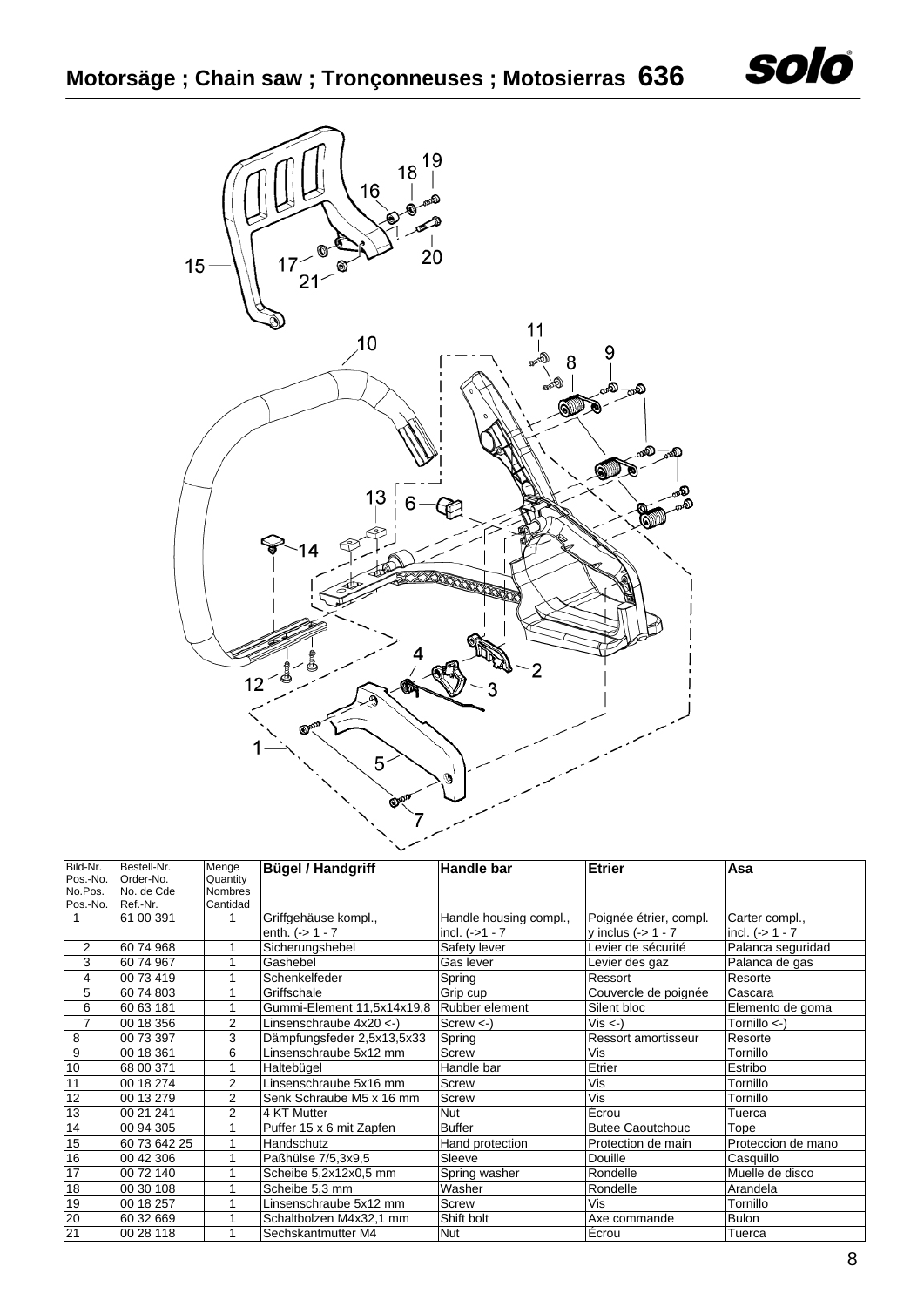# Motorsäge ; Chain saw ; Tronçonneuses ; Motosierras 636

| Bild-Nr. Pos.-No. No.Pos. Pos.-No. | Bestell-Nr. Order-No. No. de Cde Ref.-Nr. | Menge Quantity Nombres Cantidad | **Bügel / Handgriff** | **Handle bar** | **Etrier** | **Asa** |
|---|---|---|---|---|---|---|
| 1 | 61 00 391 | 1 | Griffgehäuse kompl., enth. (-> 1 - 7 | Handle housing compl., incl. (->1 - 7 | Poignée étrier, compl. y inclus (-> 1 - 7 | Carter compl., incl. (-> 1 - 7 |
| 2 | 60 74 968 | 1 | Sicherungshebel | Safety lever | Levier de sécurité | Palanca seguridad |
| 3 | 60 74 967 | 1 | Gashebel | Gas lever | Levier des gaz | Palanca de gas |
| 4 | 00 73 419 | 1 | Schenkelfeder | Spring | Ressort | Resorte |
| 5 | 60 74 803 | 1 | Griffschale | Grip cup | Couvercle de poignée | Cascara |
| 6 | 60 63 181 | 1 | Gummi-Element 11,5x14x19,8 | Rubber element | Silent bloc | Elemento de goma |
| 7 | 00 18 356 | 2 | Linsenschraube 4x20 <-) | Screw <-) | Vis <-) | Tornillo <-) |
| 8 | 00 73 397 | 3 | Dämpfungsfeder 2,5x13,5x33 | Spring | Ressort amortisseur | Resorte |
| 9 | 00 18 361 | 6 | Linsenschraube 5x12 mm | Screw | Vis | Tornillo |
| 10 | 68 00 371 | 1 | Haltebügel | Handle bar | Etrier | Estribo |
| 11 | 00 18 274 | 2 | Linsenschraube 5x16 mm | Screw | Vis | Tornillo |
| 12 | 00 13 279 | 2 | Senk Schraube M5 x 16 mm | Screw | Vis | Tornillo |
| 13 | 00 21 241 | 2 | 4 KT Mutter | Nut | Écrou | Tuerca |
| 14 | 00 94 305 | 1 | Puffer 15 x 6 mit Zapfen | Buffer | Butee Caoutchouc | Tope |
| 15 | 60 73 642 25 | 1 | Handschutz | Hand protection | Protection de main | Proteccion de mano |
| 16 | 00 42 306 | 1 | Paßhülse 7/5,3x9,5 | Sleeve | Douille | Casquillo |
| 17 | 00 72 140 | 1 | Scheibe 5,2x12x0,5 mm | Spring washer | Rondelle | Muelle de disco |
| 18 | 00 30 108 | 1 | Scheibe 5,3 mm | Washer | Rondelle | Arandela |
| 19 | 00 18 257 | 1 | Linsenschraube 5x12 mm | Screw | Vis | Tornillo |
| 20 | 60 32 669 | 1 | Schaltbolzen M4x32,1 mm | Shift bolt | Axe commande | Bulon |
| 21 | 00 28 118 | 1 | Sechskantmutter M4 | Nut | Écrou | Tuerca |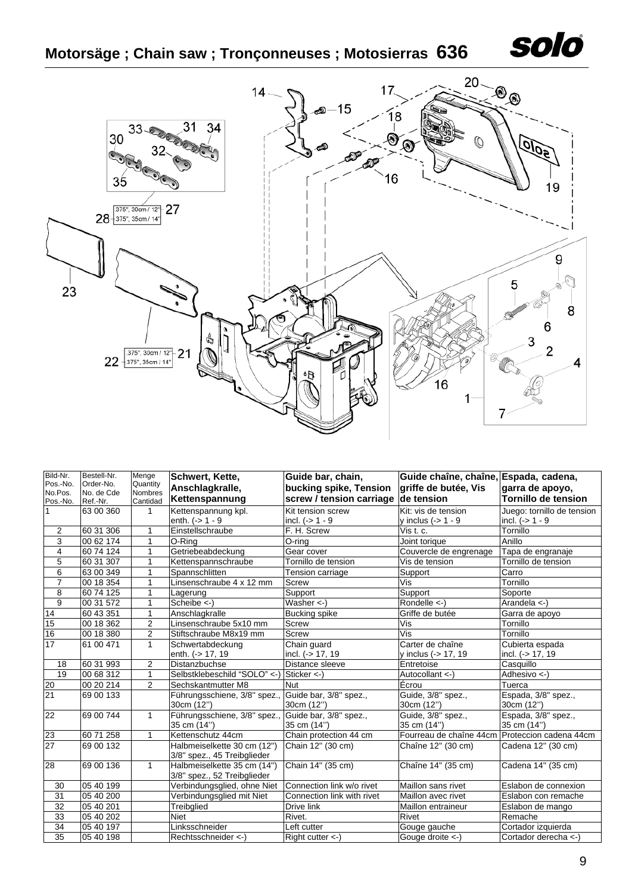# Motorsäge ; Chain saw ; Tronçonneuses ; Motosierras 636

| Bild-Nr. Pos.-No. No.Pos. Pos.-No. | Bestell-Nr. Order-No. No. de Cde Ref.-Nr. | Menge Quantity Nombres Cantidad | **Schwert, Kette, Anschlagkralle, Kettenspannung** | **Guide bar, chain, bucking spike, Tension screw / tension carriage** | **Guide chaîne, chaîne, griffe de butée, Vis de tension** | **Espada, cadena, garra de apoyo, Tornillo de tension** |
|---|---|---|---|---|---|---|
| 1 | 63 00 360 | 1 | Kettenspannung kpl. enth. (-> 1 - 9 | Kit tension screw incl. (-> 1 - 9 | Kit: vis de tension y inclus (-> 1 - 9 | Juego: tornillo de tension incl. (-> 1 - 9 |
| 2 | 60 31 306 | 1 | Einstellschraube | F. H. Screw | Vis t. c. | Tornillo |
| 3 | 00 62 174 | 1 | O-Ring | O-ring | Joint torique | Anillo |
| 4 | 60 74 124 | 1 | Getriebeabdeckung | Gear cover | Couvercle de engrenage | Tapa de engranaje |
| 5 | 60 31 307 | 1 | Kettenspannschraube | Tornillo de tension | Vis de tension | Tornillo de tension |
| 6 | 63 00 349 | 1 | Spannschlitten | Tension carriage | Support | Carro |
| 7 | 00 18 354 | 1 | Linsenschraube 4 x 12 mm | Screw | Vis | Tornillo |
| 8 | 60 74 125 | 1 | Lagerung | Support | Support | Soporte |
| 9 | 00 31 572 | 1 | Scheibe <-) | Washer <-) | Rondelle <-) | Arandela <-) |
| 14 | 60 43 351 | 1 | Anschlagkralle | Bucking spike | Griffe de butée | Garra de apoyo |
| 15 | 00 18 362 | 2 | Linsenschraube 5x10 mm | Screw | Vis | Tornillo |
| 16 | 00 18 380 | 2 | Stiftschraube M8x19 mm | Screw | Vis | Tornillo |
| 17 | 61 00 471 | 1 | Schwertabdeckung enth. (-> 17, 19 | Chain guard incl. (-> 17, 19 | Carter de chaîne y inclus (-> 17, 19 | Cubierta espada incl. (-> 17, 19 |
| 18 | 60 31 993 | 2 | Distanzbuchse | Distance sleeve | Entretoise | Casquillo |
| 19 | 00 68 312 | 1 | Selbstklebeschild "SOLO" <-) | Sticker <-) | Autocollant <-) | Adhesivo <-) |
| 20 | 00 20 214 | 2 | Sechskantmutter M8 | Nut | Écrou | Tuerca |
| 21 | 69 00 133 | | Führungsschiene, 3/8" spez., 30cm (12'') | Guide bar, 3/8" spez., 30cm (12'') | Guide, 3/8" spez., 30cm (12'') | Espada, 3/8" spez., 30cm (12'') |
| 22 | 69 00 744 | 1 | Führungsschiene, 3/8" spez., 35 cm (14'') | Guide bar, 3/8" spez., 35 cm (14'') | Guide, 3/8" spez., 35 cm (14'') | Espada, 3/8" spez., 35 cm (14'') |
| 23 | 60 71 258 | 1 | Kettenschutz 44cm | Chain protection 44 cm | Fourreau de chaîne 44cm | Proteccion cadena 44cm |
| 27 | 69 00 132 | | Halbmeiselkette 30 cm (12") 3/8" spez., 45 Treibglieder | Chain 12" (30 cm) | Chaîne 12" (30 cm) | Cadena 12" (30 cm) |
| 28 | 69 00 136 | 1 | Halbmeiselkette 35 cm (14") 3/8" spez., 52 Treibglieder | Chain 14" (35 cm) | Chaîne 14" (35 cm) | Cadena 14" (35 cm) |
| 30 | 05 40 199 | | Verbindungsglied, ohne Niet | Connection link w/o rivet | Maillon sans rivet | Eslabon de connexion |
| 31 | 05 40 200 | | Verbindungsglied mit Niet | Connection link with rivet | Maillon avec rivet | Eslabon con remache |
| 32 | 05 40 201 | | Treibglied | Drive link | Maillon entraineur | Eslabon de mango |
| 33 | 05 40 202 | | Niet | Rivet. | Rivet | Remache |
| 34 | 05 40 197 | | Linksschneider | Left cutter | Gouge gauche | Cortador izquierda |
| 35 | 05 40 198 | | Rechtsschneider <-) | Right cutter <-) | Gouge droite <-) | Cortador derecha <-) |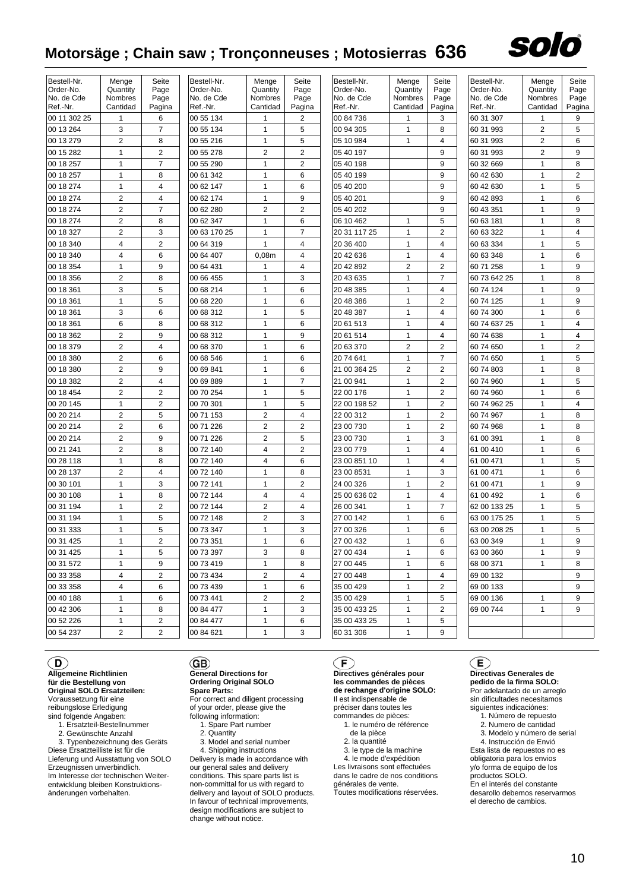# Motorsäge ; Chain saw ; Tronçonneuses ; Motosierras 636

| Bestell-Nr. Order-No. No. de Cde Ref.-Nr. | Menge Quantity Nombres Cantidad | Seite Page Page Pagina |
|---|---|---|
| 00 11 302 25 | 1 | 6 |
| 00 13 264 | 3 | 7 |
| 00 13 279 | 2 | 8 |
| 00 15 282 | 1 | 2 |
| 00 18 257 | 1 | 7 |
| 00 18 257 | 1 | 8 |
| 00 18 274 | 1 | 4 |
| 00 18 274 | 2 | 4 |
| 00 18 274 | 2 | 7 |
| 00 18 274 | 2 | 8 |
| 00 18 327 | 2 | 3 |
| 00 18 340 | 4 | 2 |
| 00 18 340 | 4 | 6 |
| 00 18 354 | 1 | 9 |
| 00 18 356 | 2 | 8 |
| 00 18 361 | 3 | 5 |
| 00 18 361 | 1 | 5 |
| 00 18 361 | 3 | 6 |
| 00 18 361 | 6 | 8 |
| 00 18 362 | 2 | 9 |
| 00 18 379 | 2 | 4 |
| 00 18 380 | 2 | 6 |
| 00 18 380 | 2 | 9 |
| 00 18 382 | 2 | 4 |
| 00 18 454 | 2 | 2 |
| 00 20 145 | 1 | 2 |
| 00 20 214 | 2 | 5 |
| 00 20 214 | 2 | 6 |
| 00 20 214 | 2 | 9 |
| 00 21 241 | 2 | 8 |
| 00 28 118 | 1 | 8 |
| 00 28 137 | 2 | 4 |
| 00 30 101 | 1 | 3 |
| 00 30 108 | 1 | 8 |
| 00 31 194 | 1 | 2 |
| 00 31 194 | 1 | 5 |
| 00 31 333 | 1 | 5 |
| 00 31 425 | 1 | 2 |
| 00 31 425 | 1 | 5 |
| 00 31 572 | 1 | 9 |
| 00 33 358 | 4 | 2 |
| 00 33 358 | 4 | 6 |
| 00 40 188 | 1 | 6 |
| 00 42 306 | 1 | 8 |
| 00 52 226 | 1 | 2 |
| 00 54 237 | 2 | 2 |
| 00 55 134 | 1 | 2 |
| 00 55 134 | 1 | 5 |
| 00 55 216 | 1 | 5 |
| 00 55 278 | 2 | 2 |
| 00 55 290 | 1 | 2 |
| 00 61 342 | 1 | 6 |
| 00 62 147 | 1 | 6 |
| 00 62 174 | 1 | 9 |
| 00 62 280 | 2 | 2 |
| 00 62 347 | 1 | 6 |
| 00 63 170 25 | 1 | 7 |
| 00 64 319 | 1 | 4 |
| 00 64 407 | 0,08m | 4 |
| 00 64 431 | 1 | 4 |
| 00 66 455 | 1 | 3 |
| 00 68 214 | 1 | 6 |
| 00 68 220 | 1 | 6 |
| 00 68 312 | 1 | 5 |
| 00 68 312 | 1 | 6 |
| 00 68 312 | 1 | 9 |
| 00 68 370 | 1 | 6 |
| 00 68 546 | 1 | 6 |
| 00 69 841 | 1 | 6 |
| 00 69 889 | 1 | 7 |
| 00 70 254 | 1 | 5 |
| 00 70 301 | 1 | 5 |
| 00 71 153 | 2 | 4 |
| 00 71 226 | 2 | 2 |
| 00 71 226 | 2 | 5 |
| 00 72 140 | 4 | 2 |
| 00 72 140 | 4 | 6 |
| 00 72 140 | 1 | 8 |
| 00 72 141 | 1 | 2 |
| 00 72 144 | 4 | 4 |
| 00 72 144 | 2 | 4 |
| 00 72 148 | 2 | 3 |
| 00 73 347 | 1 | 3 |
| 00 73 351 | 1 | 6 |
| 00 73 397 | 3 | 8 |
| 00 73 419 | 1 | 8 |
| 00 73 434 | 2 | 4 |
| 00 73 439 | 1 | 6 |
| 00 73 441 | 2 | 2 |
| 00 84 477 | 1 | 3 |
| 00 84 477 | 1 | 6 |
| 00 84 621 | 1 | 3 |
| 00 84 736 | 1 | 3 |
| 00 94 305 | 1 | 8 |
| 05 10 984 | 1 | 4 |
| 05 40 197 | | 9 |
| 05 40 198 | | 9 |
| 05 40 199 | | 9 |
| 05 40 200 | | 9 |
| 05 40 201 | | 9 |
| 05 40 202 | | 9 |
| 06 10 462 | 1 | 5 |
| 20 31 117 25 | 1 | 2 |
| 20 36 400 | 1 | 4 |
| 20 42 636 | 1 | 4 |
| 20 42 892 | 2 | 2 |
| 20 43 635 | 1 | 7 |
| 20 48 385 | 1 | 4 |
| 20 48 386 | 1 | 2 |
| 20 48 387 | 1 | 4 |
| 20 61 513 | 1 | 4 |
| 20 61 514 | 1 | 4 |
| 20 63 370 | 2 | 2 |
| 20 74 641 | 1 | 7 |
| 21 00 364 25 | 2 | 2 |
| 21 00 941 | 1 | 2 |
| 22 00 176 | 1 | 2 |
| 22 00 198 52 | 1 | 2 |
| 22 00 312 | 1 | 2 |
| 23 00 730 | 1 | 2 |
| 23 00 730 | 1 | 3 |
| 23 00 779 | 1 | 4 |
| 23 00 851 10 | 1 | 4 |
| 23 00 8531 | 1 | 3 |
| 24 00 326 | 1 | 2 |
| 25 00 636 02 | 1 | 4 |
| 26 00 341 | 1 | 7 |
| 27 00 142 | 1 | 6 |
| 27 00 326 | 1 | 6 |
| 27 00 432 | 1 | 6 |
| 27 00 434 | 1 | 6 |
| 27 00 445 | 1 | 6 |
| 27 00 448 | 1 | 4 |
| 35 00 429 | 1 | 2 |
| 35 00 429 | 1 | 5 |
| 35 00 433 25 | 1 | 2 |
| 35 00 433 25 | 1 | 5 |
| 60 31 306 | 1 | 9 |
| 60 31 307 | 1 | 9 |
| 60 31 993 | 2 | 5 |
| 60 31 993 | 2 | 6 |
| 60 31 993 | 2 | 9 |
| 60 32 669 | 1 | 8 |
| 60 42 630 | 1 | 2 |
| 60 42 630 | 1 | 5 |
| 60 42 893 | 1 | 6 |
| 60 43 351 | 1 | 9 |
| 60 63 181 | 1 | 8 |
| 60 63 322 | 1 | 4 |
| 60 63 334 | 1 | 5 |
| 60 63 348 | 1 | 6 |
| 60 71 258 | 1 | 9 |
| 60 73 642 25 | 1 | 8 |
| 60 74 124 | 1 | 9 |
| 60 74 125 | 1 | 9 |
| 60 74 300 | 1 | 6 |
| 60 74 637 25 | 1 | 4 |
| 60 74 638 | 1 | 4 |
| 60 74 650 | 1 | 2 |
| 60 74 650 | 1 | 5 |
| 60 74 803 | 1 | 8 |
| 60 74 960 | 1 | 5 |
| 60 74 960 | 1 | 6 |
| 60 74 962 25 | 1 | 4 |
| 60 74 967 | 1 | 8 |
| 60 74 968 | 1 | 8 |
| 61 00 391 | 1 | 8 |
| 61 00 410 | 1 | 6 |
| 61 00 471 | 1 | 5 |
| 61 00 471 | 1 | 6 |
| 61 00 471 | 1 | 9 |
| 61 00 492 | 1 | 6 |
| 62 00 133 25 | 1 | 5 |
| 63 00 175 25 | 1 | 5 |
| 63 00 208 25 | 1 | 5 |
| 63 00 349 | 1 | 9 |
| 63 00 360 | 1 | 9 |
| 68 00 371 | 1 | 8 |
| 69 00 132 | | 9 |
| 69 00 133 | | 9 |
| 69 00 136 | 1 | 9 |
| 69 00 744 | 1 | 9 |

**(D)**

**Allgemeine Richtlinien für die Bestellung von Original SOLO Ersatzteilen:**
Voraussetzung für eine reibungslose Erledigung sind folgende Angaben:
1. Ersatzteil-Bestellnummer
2. Gewünschte Anzahl
3. Typenbezeichnung des Geräts

Diese Ersatzteilliste ist für die Lieferung und Ausstattung von SOLO Erzeugnissen unverbindlich.
Im Interesse der technischen Weiterentwicklung bleiben Konstruktionsänderungen vorbehalten.

**(GB)**

**General Directions for Ordering Original SOLO Spare Parts:**
For correct and diligent processing of your order, please give the following information:
1. Spare Part number
2. Quantity
3. Model and serial number
4. Shipping instructions

Delivery is made in accordance with our general sales and delivery conditions. This spare parts list is non-committal for us with regard to delivery and layout of SOLO products. In favour of technical improvements, design modifications are subject to change without notice.

**(F)**

**Directives générales pour les commandes de pièces de rechange d'origine SOLO:**
Il est indispensable de préciser dans toutes les commandes de pièces:
1. le numéro de référence de la pièce
2. la quantité
3. le type de la machine
4. le mode d'expédition

Les livraisons sont effectuées dans le cadre de nos conditions générales de vente.
Toutes modifications réservées.

**(E)**

**Directivas Generales de pedido de la firma SOLO:**
Por adelantado de un arreglo sin dificultades necesitamos siguientes indicaciónes:
1. Número de repuesto
2. Numero de cantidad
3. Modelo y número de serial
4. Instrucción de Envió

Esta lista de repuestos no es obligatoria para los envios y/o forma de equipo de los productos SOLO.
En el interés del constante desarollo debemos reservarmos el derecho de cambios.